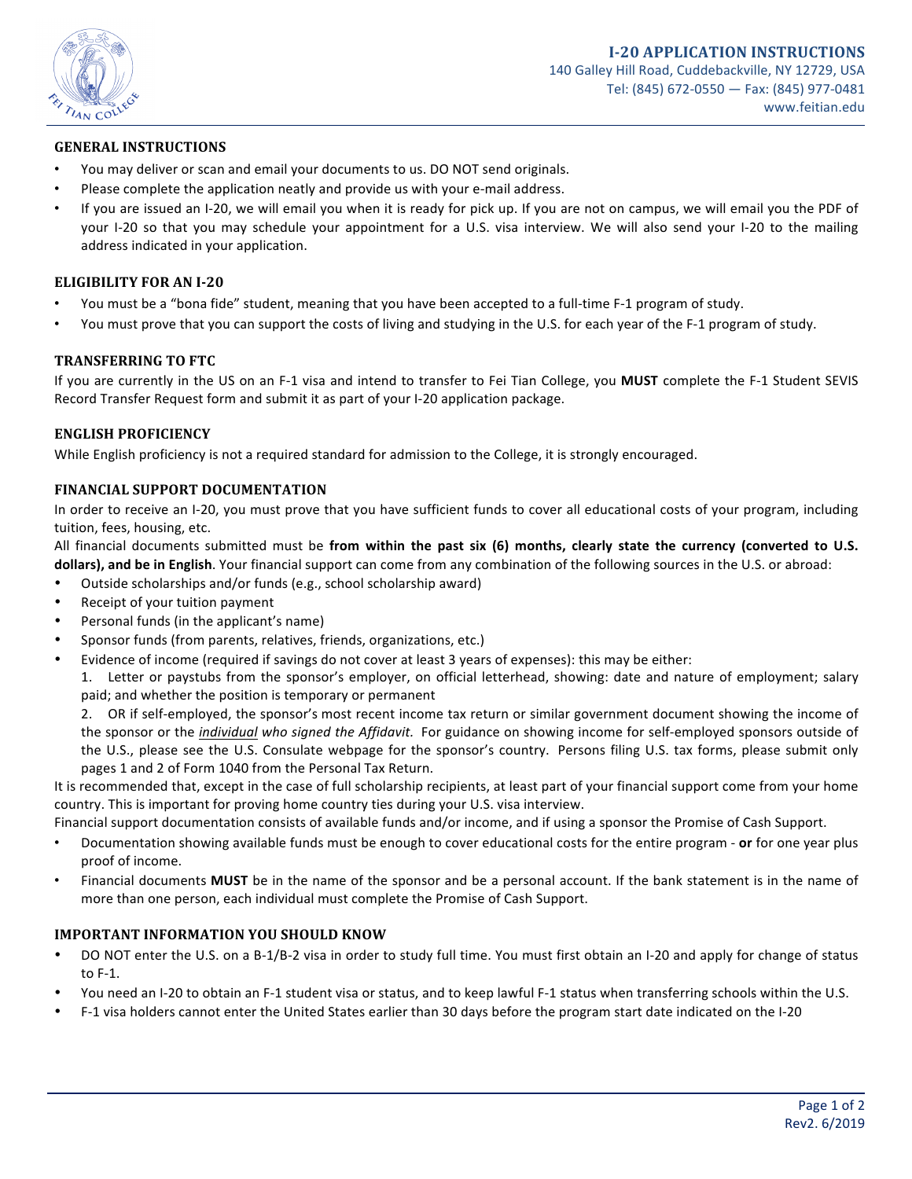# I-20 APPLICATION INSTRUCTIONS

140 Galley Hill Road, Cuddebackville, NY 12729, USA
Tel: (845) 672-0550 — Fax: (845) 977-0481
www.feitian.edu

## GENERAL INSTRUCTIONS

- You may deliver or scan and email your documents to us. DO NOT send originals.
- Please complete the application neatly and provide us with your e-mail address.
- If you are issued an I-20, we will email you when it is ready for pick up. If you are not on campus, we will email you the PDF of your I-20 so that you may schedule your appointment for a U.S. visa interview. We will also send your I-20 to the mailing address indicated in your application.

## ELIGIBILITY FOR AN I-20

- You must be a "bona fide" student, meaning that you have been accepted to a full-time F-1 program of study.
- You must prove that you can support the costs of living and studying in the U.S. for each year of the F-1 program of study.

## TRANSFERRING TO FTC

If you are currently in the US on an F-1 visa and intend to transfer to Fei Tian College, you **MUST** complete the F-1 Student SEVIS Record Transfer Request form and submit it as part of your I-20 application package.

## ENGLISH PROFICIENCY

While English proficiency is not a required standard for admission to the College, it is strongly encouraged.

## FINANCIAL SUPPORT DOCUMENTATION

In order to receive an I-20, you must prove that you have sufficient funds to cover all educational costs of your program, including tuition, fees, housing, etc.

All financial documents submitted must be **from within the past six (6) months, clearly state the currency (converted to U.S. dollars), and be in English**. Your financial support can come from any combination of the following sources in the U.S. or abroad:

- Outside scholarships and/or funds (e.g., school scholarship award)
- Receipt of your tuition payment
- Personal funds (in the applicant's name)
- Sponsor funds (from parents, relatives, friends, organizations, etc.)
- Evidence of income (required if savings do not cover at least 3 years of expenses): this may be either:
  1. Letter or paystubs from the sponsor's employer, on official letterhead, showing: date and nature of employment; salary paid; and whether the position is temporary or permanent
  2. OR if self-employed, the sponsor's most recent income tax return or similar government document showing the income of the sponsor or the *individual who signed the Affidavit.* For guidance on showing income for self-employed sponsors outside of the U.S., please see the U.S. Consulate webpage for the sponsor's country. Persons filing U.S. tax forms, please submit only pages 1 and 2 of Form 1040 from the Personal Tax Return.

It is recommended that, except in the case of full scholarship recipients, at least part of your financial support come from your home country. This is important for proving home country ties during your U.S. visa interview.

Financial support documentation consists of available funds and/or income, and if using a sponsor the Promise of Cash Support.

- Documentation showing available funds must be enough to cover educational costs for the entire program - **or** for one year plus proof of income.
- Financial documents **MUST** be in the name of the sponsor and be a personal account. If the bank statement is in the name of more than one person, each individual must complete the Promise of Cash Support.

## IMPORTANT INFORMATION YOU SHOULD KNOW

- DO NOT enter the U.S. on a B-1/B-2 visa in order to study full time. You must first obtain an I-20 and apply for change of status to F-1.
- You need an I-20 to obtain an F-1 student visa or status, and to keep lawful F-1 status when transferring schools within the U.S.
- F-1 visa holders cannot enter the United States earlier than 30 days before the program start date indicated on the I-20

Rev2. 6/2019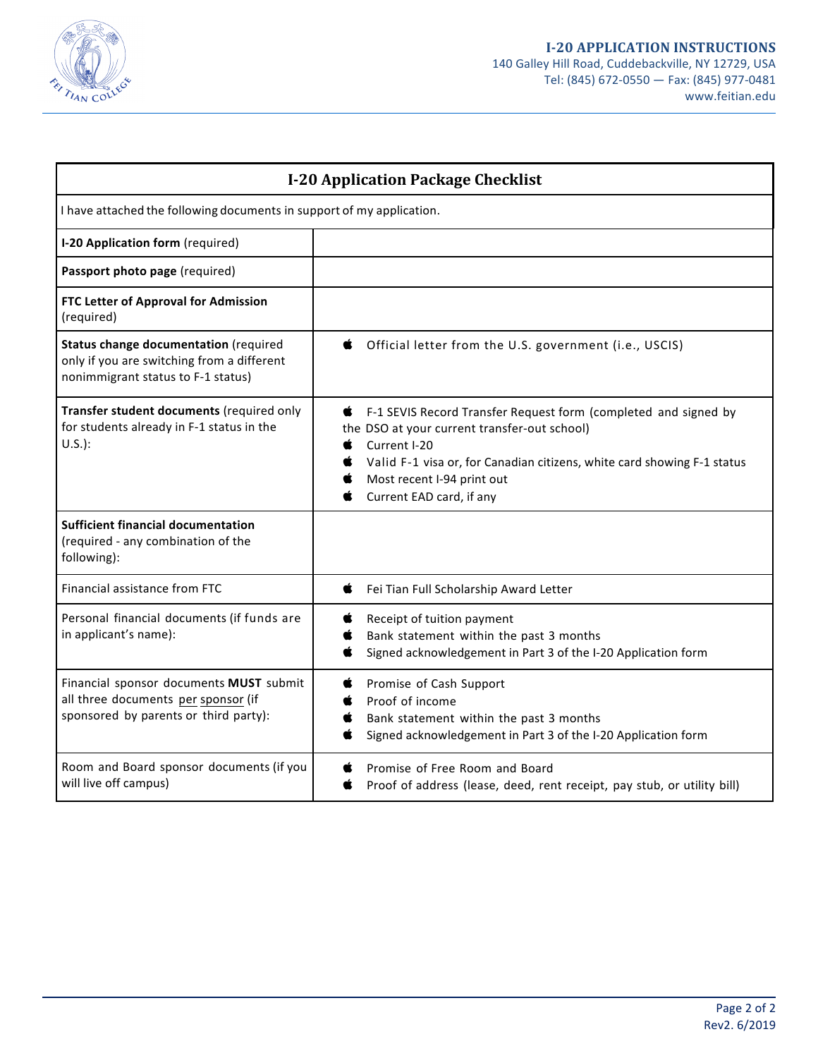# I-20 APPLICATION INSTRUCTIONS

140 Galley Hill Road, Cuddebackville, NY 12729, USA
Tel: (845) 672-0550 — Fax: (845) 977-0481
www.feitian.edu

| I-20 Application Package Checklist | |
|---|---|
| I have attached the following documents in support of my application. | |
| **I-20 Application form** (required) | |
| **Passport photo page** (required) | |
| **FTC Letter of Approval for Admission** (required) | |
| **Status change documentation** (required only if you are switching from a different nonimmigrant status to F-1 status) | • Official letter from the U.S. government (i.e., USCIS) |
| **Transfer student documents** (required only for students already in F-1 status in the U.S.): | • F-1 SEVIS Record Transfer Request form (completed and signed by the DSO at your current transfer-out school)<br>• Current I-20<br>• Valid F-1 visa or, for Canadian citizens, white card showing F-1 status<br>• Most recent I-94 print out<br>• Current EAD card, if any |
| **Sufficient financial documentation** (required - any combination of the following): | |
| Financial assistance from FTC | • Fei Tian Full Scholarship Award Letter |
| Personal financial documents (if funds are in applicant's name): | • Receipt of tuition payment<br>• Bank statement within the past 3 months<br>• Signed acknowledgement in Part 3 of the I-20 Application form |
| Financial sponsor documents **MUST** submit all three documents <u>per sponsor</u> (if sponsored by parents or third party): | • Promise of Cash Support<br>• Proof of income<br>• Bank statement within the past 3 months<br>• Signed acknowledgement in Part 3 of the I-20 Application form |
| Room and Board sponsor documents (if you will live off campus) | • Promise of Free Room and Board<br>• Proof of address (lease, deed, rent receipt, pay stub, or utility bill) |

Rev2. 6/2019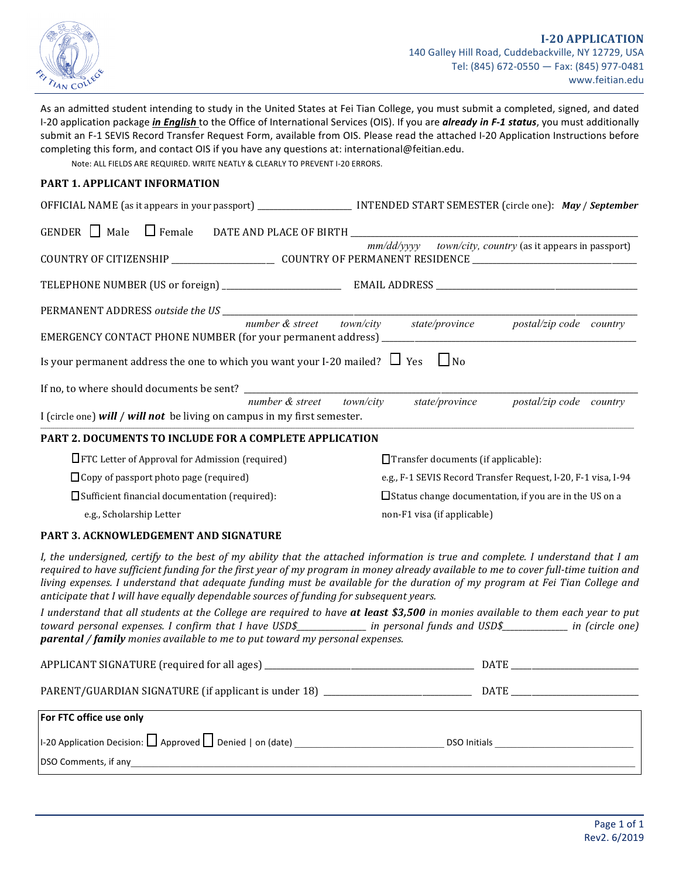# I-20 APPLICATION

140 Galley Hill Road, Cuddebackville, NY 12729, USA
Tel: (845) 672-0550 — Fax: (845) 977-0481
www.feitian.edu

As an admitted student intending to study in the United States at Fei Tian College, you must submit a completed, signed, and dated I-20 application package ***in English*** to the Office of International Services (OIS). If you are ***already in F-1 status***, you must additionally submit an F-1 SEVIS Record Transfer Request Form, available from OIS. Please read the attached I-20 Application Instructions before completing this form, and contact OIS if you have any questions at: international@feitian.edu.

Note: ALL FIELDS ARE REQUIRED. WRITE NEATLY & CLEARLY TO PREVENT I-20 ERRORS.

## PART 1. APPLICANT INFORMATION

OFFICIAL NAME (as it appears in your passport) ____________________ INTENDED START SEMESTER (circle one): ***May*** / ***September***

GENDER ☐ Male ☐ Female DATE AND PLACE OF BIRTH ____________________________________________

*mm/dd/yyyy town/city, country* (as it appears in passport)

COUNTRY OF CITIZENSHIP ____________________ COUNTRY OF PERMANENT RESIDENCE ____________________

TELEPHONE NUMBER (US or foreign) ________________________ EMAIL ADDRESS ________________________

PERMANENT ADDRESS *outside the US* ____________________________________________

*number & street town/city state/province postal/zip code country*

EMERGENCY CONTACT PHONE NUMBER (for your permanent address) ________________________

Is your permanent address the one to which you want your I-20 mailed? ☐ Yes ☐ No

If no, to where should documents be sent? ____________________________________________

*number & street town/city state/province postal/zip code country*

I (circle one) ***will*** / ***will not*** be living on campus in my first semester.

## PART 2. DOCUMENTS TO INCLUDE FOR A COMPLETE APPLICATION

- ☐ FTC Letter of Approval for Admission (required)
- ☐ Copy of passport photo page (required)
- ☐ Sufficient financial documentation (required):
  e.g., Scholarship Letter
- ☐ Transfer documents (if applicable):
  e.g., F-1 SEVIS Record Transfer Request, I-20, F-1 visa, I-94
- ☐ Status change documentation, if you are in the US on a non-F1 visa (if applicable)

## PART 3. ACKNOWLEDGEMENT AND SIGNATURE

*I, the undersigned, certify to the best of my ability that the attached information is true and complete. I understand that I am required to have sufficient funding for the first year of my program in money already available to me to cover full-time tuition and living expenses. I understand that adequate funding must be available for the duration of my program at Fei Tian College and anticipate that I will have equally dependable sources of funding for subsequent years.*

*I understand that all students at the College are required to have **at least $3,500** in monies available to them each year to put toward personal expenses. I confirm that I have USD$\_\_\_\_\_\_\_\_\_\_\_\_\_\_ in personal funds and USD$\_\_\_\_\_\_\_\_\_\_\_\_\_\_ in (circle one) **parental / family** monies available to me to put toward my personal expenses.*

APPLICANT SIGNATURE (required for all ages) ________________________ DATE ____________

PARENT/GUARDIAN SIGNATURE (if applicant is under 18) ________________________ DATE ____________

| For FTC office use only |
|---|
| I-20 Application Decision: ☐ Approved ☐ Denied \| on (date) ____________ DSO Initials ____________ |
| DSO Comments, if any ____________________________________________ |

Rev2. 6/2019